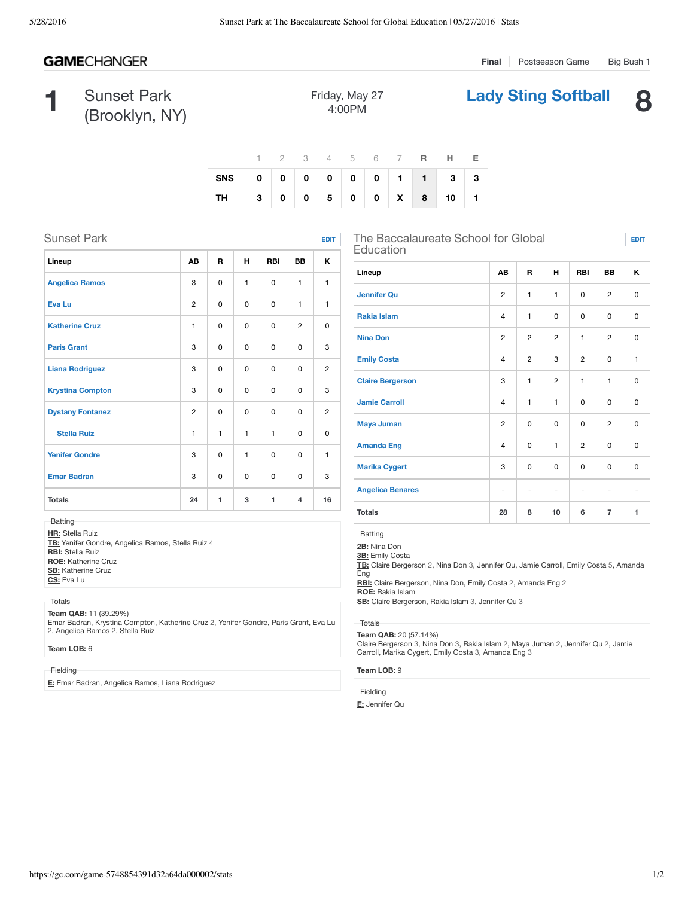**GameChanger** | **Final** | Postseason Game | Big Bush 1

# 1 Sunset Park (Brooklyn, NY)

Friday, May 27
4:00PM

# Lady Sting Softball 8

| | 1 | 2 | 3 | 4 | 5 | 6 | 7 | R | H | E |
|---|---|---|---|---|---|---|---|---|---|---|
| SNS | 0 | 0 | 0 | 0 | 0 | 0 | 1 | 1 | 3 | 3 |
| TH | 3 | 0 | 0 | 5 | 0 | 0 | X | 8 | 10 | 1 |

## Sunset Park

| Lineup | AB | R | H | RBI | BB | K |
|---|---|---|---|---|---|---|
| Angelica Ramos | 3 | 0 | 1 | 0 | 1 | 1 |
| Eva Lu | 2 | 0 | 0 | 0 | 1 | 1 |
| Katherine Cruz | 1 | 0 | 0 | 0 | 2 | 0 |
| Paris Grant | 3 | 0 | 0 | 0 | 0 | 3 |
| Liana Rodriguez | 3 | 0 | 0 | 0 | 0 | 2 |
| Krystina Compton | 3 | 0 | 0 | 0 | 0 | 3 |
| Dystany Fontanez | 2 | 0 | 0 | 0 | 0 | 2 |
| Stella Ruiz | 1 | 1 | 1 | 1 | 0 | 0 |
| Yenifer Gondre | 3 | 0 | 1 | 0 | 0 | 1 |
| Emar Badran | 3 | 0 | 0 | 0 | 0 | 3 |
| **Totals** | **24** | **1** | **3** | **1** | **4** | **16** |

Batting
**HR:** Stella Ruiz
**TB:** Yenifer Gondre, Angelica Ramos, Stella Ruiz 4
**RBI:** Stella Ruiz
**ROE:** Katherine Cruz
**SB:** Katherine Cruz
**CS:** Eva Lu

Totals
**Team QAB:** 11 (39.29%)
Emar Badran, Krystina Compton, Katherine Cruz 2, Yenifer Gondre, Paris Grant, Eva Lu 2, Angelica Ramos 2, Stella Ruiz

**Team LOB:** 6

Fielding
**E:** Emar Badran, Angelica Ramos, Liana Rodriguez

## The Baccalaureate School for Global Education

| Lineup | AB | R | H | RBI | BB | K |
|---|---|---|---|---|---|---|
| Jennifer Qu | 2 | 1 | 1 | 0 | 2 | 0 |
| Rakia Islam | 4 | 1 | 0 | 0 | 0 | 0 |
| Nina Don | 2 | 2 | 2 | 1 | 2 | 0 |
| Emily Costa | 4 | 2 | 3 | 2 | 0 | 1 |
| Claire Bergerson | 3 | 1 | 2 | 1 | 1 | 0 |
| Jamie Carroll | 4 | 1 | 1 | 0 | 0 | 0 |
| Maya Juman | 2 | 0 | 0 | 0 | 2 | 0 |
| Amanda Eng | 4 | 0 | 1 | 2 | 0 | 0 |
| Marika Cygert | 3 | 0 | 0 | 0 | 0 | 0 |
| Angelica Benares | - | - | - | - | - | - |
| **Totals** | **28** | **8** | **10** | **6** | **7** | **1** |

Batting
**2B:** Nina Don
**3B:** Emily Costa
**TB:** Claire Bergerson 2, Nina Don 3, Jennifer Qu, Jamie Carroll, Emily Costa 5, Amanda Eng
**RBI:** Claire Bergerson, Nina Don, Emily Costa 2, Amanda Eng 2
**ROE:** Rakia Islam
**SB:** Claire Bergerson, Rakia Islam 3, Jennifer Qu 3

Totals
**Team QAB:** 20 (57.14%)
Claire Bergerson 3, Nina Don 3, Rakia Islam 2, Maya Juman 2, Jennifer Qu 2, Jamie Carroll, Marika Cygert, Emily Costa 3, Amanda Eng 3

**Team LOB:** 9

Fielding
**E:** Jennifer Qu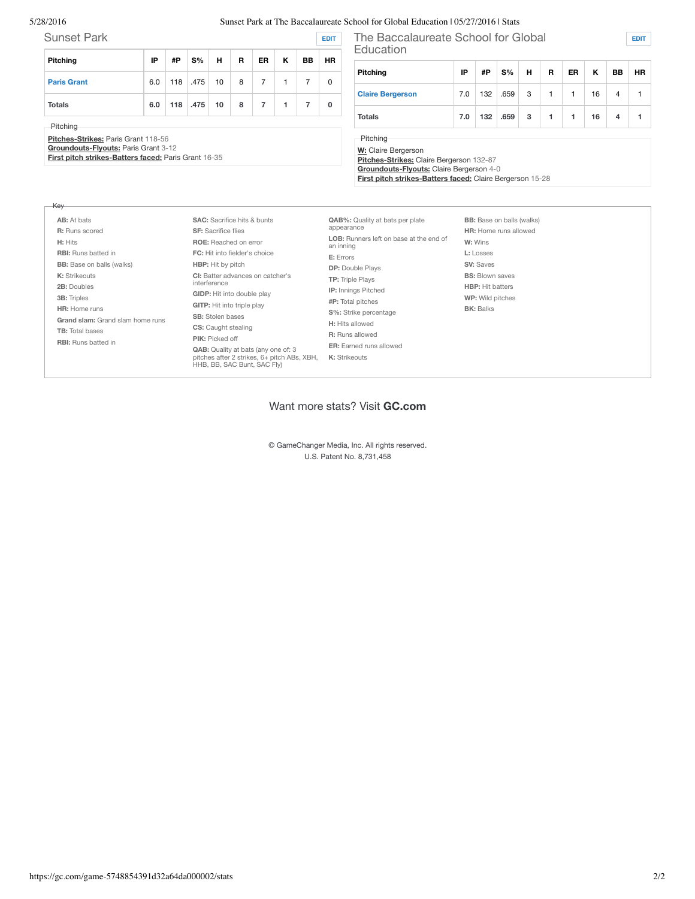## Sunset Park

| Pitching | IP | #P | S% | H | R | ER | K | BB | HR |
|---|---|---|---|---|---|---|---|---|---|
| Paris Grant | 6.0 | 118 | .475 | 10 | 8 | 7 | 1 | 7 | 0 |
| **Totals** | **6.0** | **118** | **.475** | **10** | **8** | **7** | **1** | **7** | **0** |

Pitching

**Pitches-Strikes:** Paris Grant 118-56
**Groundouts-Flyouts:** Paris Grant 3-12
**First pitch strikes-Batters faced:** Paris Grant 16-35

## The Baccalaureate School for Global Education

| Pitching | IP | #P | S% | H | R | ER | K | BB | HR |
|---|---|---|---|---|---|---|---|---|---|
| Claire Bergerson | 7.0 | 132 | .659 | 3 | 1 | 1 | 16 | 4 | 1 |
| **Totals** | **7.0** | **132** | **.659** | **3** | **1** | **1** | **16** | **4** | **1** |

Pitching

**W:** Claire Bergerson
**Pitches-Strikes:** Claire Bergerson 132-87
**Groundouts-Flyouts:** Claire Bergerson 4-0
**First pitch strikes-Batters faced:** Claire Bergerson 15-28

### Key

**AB:** At bats
**R:** Runs scored
**H:** Hits
**RBI:** Runs batted in
**BB:** Base on balls (walks)
**K:** Strikeouts
**2B:** Doubles
**3B:** Triples
**HR:** Home runs
**Grand slam:** Grand slam home runs
**TB:** Total bases
**RBI:** Runs batted in
**SAC:** Sacrifice hits & bunts
**SF:** Sacrifice flies
**ROE:** Reached on error
**FC:** Hit into fielder's choice
**HBP:** Hit by pitch
**CI:** Batter advances on catcher's interference
**GIDP:** Hit into double play
**GITP:** Hit into triple play
**SB:** Stolen bases
**CS:** Caught stealing
**PIK:** Picked off
**QAB:** Quality at bats (any one of: 3 pitches after 2 strikes, 6+ pitch ABs, XBH, HHB, BB, SAC Bunt, SAC Fly)
**QAB%:** Quality at bats per plate appearance
**LOB:** Runners left on base at the end of an inning
**E:** Errors
**DP:** Double Plays
**TP:** Triple Plays
**IP:** Innings Pitched
**#P:** Total pitches
**S%:** Strike percentage
**H:** Hits allowed
**R:** Runs allowed
**ER:** Earned runs allowed
**K:** Strikeouts
**BB:** Base on balls (walks)
**HR:** Home runs allowed
**W:** Wins
**L:** Losses
**SV:** Saves
**BS:** Blown saves
**HBP:** Hit batters
**WP:** Wild pitches
**BK:** Balks

Want more stats? Visit **GC.com**

© GameChanger Media, Inc. All rights reserved.
U.S. Patent No. 8,731,458